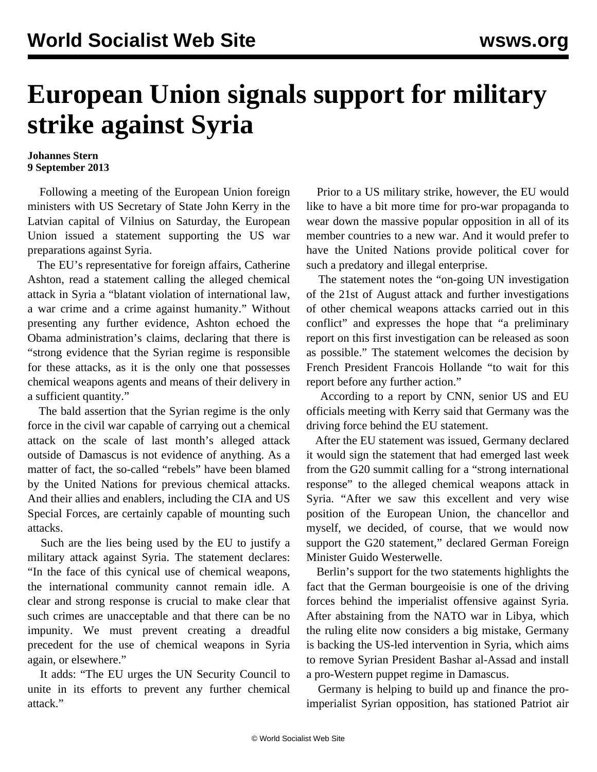# European Union signals support for military strike against Syria

**Johannes Stern**
**9 September 2013**

Following a meeting of the European Union foreign ministers with US Secretary of State John Kerry in the Latvian capital of Vilnius on Saturday, the European Union issued a statement supporting the US war preparations against Syria.

The EU's representative for foreign affairs, Catherine Ashton, read a statement calling the alleged chemical attack in Syria a "blatant violation of international law, a war crime and a crime against humanity." Without presenting any further evidence, Ashton echoed the Obama administration's claims, declaring that there is "strong evidence that the Syrian regime is responsible for these attacks, as it is the only one that possesses chemical weapons agents and means of their delivery in a sufficient quantity."

The bald assertion that the Syrian regime is the only force in the civil war capable of carrying out a chemical attack on the scale of last month's alleged attack outside of Damascus is not evidence of anything. As a matter of fact, the so-called "rebels" have been blamed by the United Nations for previous chemical attacks. And their allies and enablers, including the CIA and US Special Forces, are certainly capable of mounting such attacks.

Such are the lies being used by the EU to justify a military attack against Syria. The statement declares: "In the face of this cynical use of chemical weapons, the international community cannot remain idle. A clear and strong response is crucial to make clear that such crimes are unacceptable and that there can be no impunity. We must prevent creating a dreadful precedent for the use of chemical weapons in Syria again, or elsewhere."

It adds: "The EU urges the UN Security Council to unite in its efforts to prevent any further chemical attack."

Prior to a US military strike, however, the EU would like to have a bit more time for pro-war propaganda to wear down the massive popular opposition in all of its member countries to a new war. And it would prefer to have the United Nations provide political cover for such a predatory and illegal enterprise.

The statement notes the "on-going UN investigation of the 21st of August attack and further investigations of other chemical weapons attacks carried out in this conflict" and expresses the hope that "a preliminary report on this first investigation can be released as soon as possible." The statement welcomes the decision by French President Francois Hollande "to wait for this report before any further action."

According to a report by CNN, senior US and EU officials meeting with Kerry said that Germany was the driving force behind the EU statement.

After the EU statement was issued, Germany declared it would sign the statement that had emerged last week from the G20 summit calling for a "strong international response" to the alleged chemical weapons attack in Syria. "After we saw this excellent and very wise position of the European Union, the chancellor and myself, we decided, of course, that we would now support the G20 statement," declared German Foreign Minister Guido Westerwelle.

Berlin's support for the two statements highlights the fact that the German bourgeoisie is one of the driving forces behind the imperialist offensive against Syria. After abstaining from the NATO war in Libya, which the ruling elite now considers a big mistake, Germany is backing the US-led intervention in Syria, which aims to remove Syrian President Bashar al-Assad and install a pro-Western puppet regime in Damascus.

Germany is helping to build up and finance the pro-imperialist Syrian opposition, has stationed Patriot air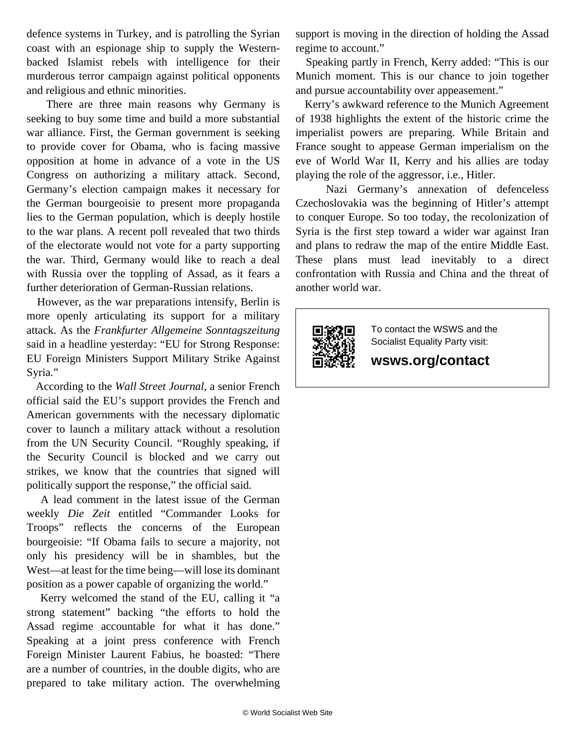defence systems in Turkey, and is patrolling the Syrian coast with an espionage ship to supply the Western-backed Islamist rebels with intelligence for their murderous terror campaign against political opponents and religious and ethnic minorities.

There are three main reasons why Germany is seeking to buy some time and build a more substantial war alliance. First, the German government is seeking to provide cover for Obama, who is facing massive opposition at home in advance of a vote in the US Congress on authorizing a military attack. Second, Germany's election campaign makes it necessary for the German bourgeoisie to present more propaganda lies to the German population, which is deeply hostile to the war plans. A recent poll revealed that two thirds of the electorate would not vote for a party supporting the war. Third, Germany would like to reach a deal with Russia over the toppling of Assad, as it fears a further deterioration of German-Russian relations.

However, as the war preparations intensify, Berlin is more openly articulating its support for a military attack. As the *Frankfurter Allgemeine Sonntagszeitung* said in a headline yesterday: "EU for Strong Response: EU Foreign Ministers Support Military Strike Against Syria."

According to the *Wall Street Journal*, a senior French official said the EU's support provides the French and American governments with the necessary diplomatic cover to launch a military attack without a resolution from the UN Security Council. "Roughly speaking, if the Security Council is blocked and we carry out strikes, we know that the countries that signed will politically support the response," the official said.

A lead comment in the latest issue of the German weekly *Die Zeit* entitled "Commander Looks for Troops" reflects the concerns of the European bourgeoisie: "If Obama fails to secure a majority, not only his presidency will be in shambles, but the West—at least for the time being—will lose its dominant position as a power capable of organizing the world."

Kerry welcomed the stand of the EU, calling it "a strong statement" backing "the efforts to hold the Assad regime accountable for what it has done." Speaking at a joint press conference with French Foreign Minister Laurent Fabius, he boasted: "There are a number of countries, in the double digits, who are prepared to take military action. The overwhelming support is moving in the direction of holding the Assad regime to account."

Speaking partly in French, Kerry added: "This is our Munich moment. This is our chance to join together and pursue accountability over appeasement."

Kerry's awkward reference to the Munich Agreement of 1938 highlights the extent of the historic crime the imperialist powers are preparing. While Britain and France sought to appease German imperialism on the eve of World War II, Kerry and his allies are today playing the role of the aggressor, i.e., Hitler.

Nazi Germany's annexation of defenceless Czechoslovakia was the beginning of Hitler's attempt to conquer Europe. So too today, the recolonization of Syria is the first step toward a wider war against Iran and plans to redraw the map of the entire Middle East. These plans must lead inevitably to a direct confrontation with Russia and China and the threat of another world war.

To contact the WSWS and the Socialist Equality Party visit:

**wsws.org/contact**